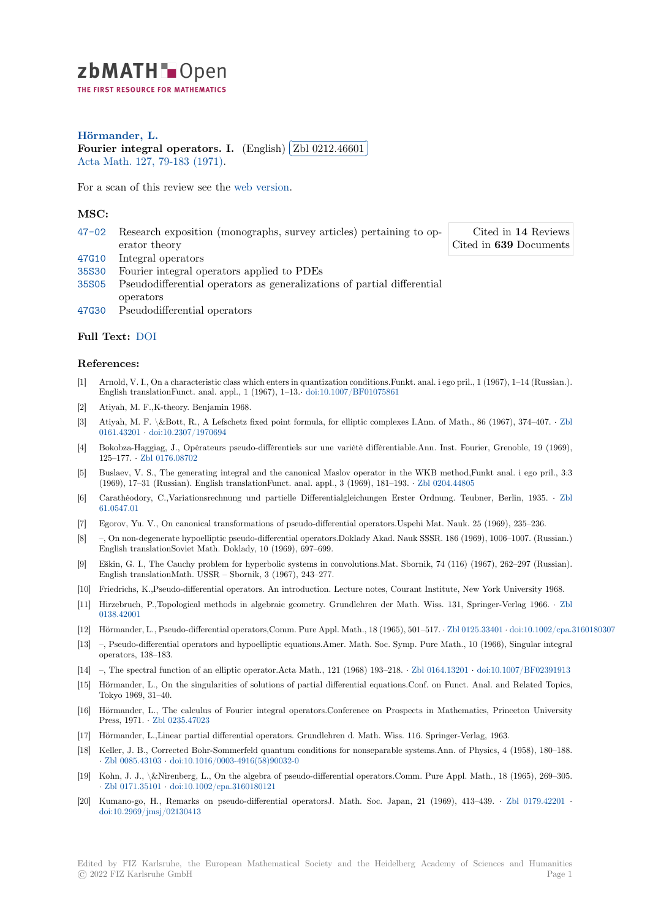zbMATH Open

THE FIRST RESOURCE FOR MATHEMATICS

**Hörmander, L.**

**Fourier integral operators. I.** (English) Zbl 0212.46601

Acta Math. 127, 79-183 (1971).

For a scan of this review see the web version.

## MSC:

| | | |
|---|---|---|
| 47-02 | Research exposition (monographs, survey articles) pertaining to operator theory | Cited in **14** Reviews |
| 47G10 | Integral operators | Cited in **639** Documents |
| 35S30 | Fourier integral operators applied to PDEs | |
| 35S05 | Pseudodifferential operators as generalizations of partial differential operators | |
| 47G30 | Pseudodifferential operators | |

**Full Text:** DOI

## References:

[1] Arnold, V. I., On a characteristic class which enters in quantization conditions.Funkt. anal. i ego pril., 1 (1967), 1–14 (Russian.). English translationFunct. anal. appl., 1 (1967), 1–13.· doi:10.1007/BF01075861

[2] Atiyah, M. F.,K-theory. Benjamin 1968.

[3] Atiyah, M. F. \&Bott, R., A Lefschetz fixed point formula, for elliptic complexes I.Ann. of Math., 86 (1967), 374–407. · Zbl 0161.43201 · doi:10.2307/1970694

[4] Bokobza-Haggiag, J., Opérateurs pseudo-différentiels sur une variété différentiable.Ann. Inst. Fourier, Grenoble, 19 (1969), 125–177. · Zbl 0176.08702

[5] Buslaev, V. S., The generating integral and the canonical Maslov operator in the WKB method,Funkt anal. i ego pril., 3:3 (1969), 17–31 (Russian). English translationFunct. anal. appl., 3 (1969), 181–193. · Zbl 0204.44805

[6] Carathéodory, C.,Variationsrechnung und partielle Differentialgleichungen Erster Ordnung. Teubner, Berlin, 1935. · Zbl 61.0547.01

[7] Egorov, Yu. V., On canonical transformations of pseudo-differential operators.Uspehi Mat. Nauk. 25 (1969), 235–236.

[8] –, On non-degenerate hypoelliptic pseudo-differential operators.Doklady Akad. Nauk SSSR. 186 (1969), 1006–1007. (Russian.) English translationSoviet Math. Doklady, 10 (1969), 697–699.

[9] Eškin, G. I., The Cauchy problem for hyperbolic systems in convolutions.Mat. Sbornik, 74 (116) (1967), 262–297 (Russian). English translationMath. USSR – Sbornik, 3 (1967), 243–277.

[10] Friedrichs, K.,Pseudo-differential operators. An introduction. Lecture notes, Courant Institute, New York University 1968.

[11] Hirzebruch, P.,Topological methods in algebraic geometry. Grundlehren der Math. Wiss. 131, Springer-Verlag 1966. · Zbl 0138.42001

[12] Hörmander, L., Pseudo-differential operators,Comm. Pure Appl. Math., 18 (1965), 501–517. · Zbl 0125.33401 · doi:10.1002/cpa.3160180307

[13] –, Pseudo-differential operators and hypoelliptic equations.Amer. Math. Soc. Symp. Pure Math., 10 (1966), Singular integral operators, 138–183.

[14] –, The spectral function of an elliptic operator.Acta Math., 121 (1968) 193–218. · Zbl 0164.13201 · doi:10.1007/BF02391913

[15] Hörmander, L., On the singularities of solutions of partial differential equations.Conf. on Funct. Anal. and Related Topics, Tokyo 1969, 31–40.

[16] Hörmander, L., The calculus of Fourier integral operators.Conference on Prospects in Mathematics, Princeton University Press, 1971. · Zbl 0235.47023

[17] Hörmander, L.,Linear partial differential operators. Grundlehren d. Math. Wiss. 116. Springer-Verlag, 1963.

[18] Keller, J. B., Corrected Bohr-Sommerfeld quantum conditions for nonseparable systems.Ann. of Physics, 4 (1958), 180–188. · Zbl 0085.43103 · doi:10.1016/0003-4916(58)90032-0

[19] Kohn, J. J., \&Nirenberg, L., On the algebra of pseudo-differential operators.Comm. Pure Appl. Math., 18 (1965), 269–305. · Zbl 0171.35101 · doi:10.1002/cpa.3160180121

[20] Kumano-go, H., Remarks on pseudo-differential operatorsJ. Math. Soc. Japan, 21 (1969), 413–439. · Zbl 0179.42201 · doi:10.2969/jmsj/02130413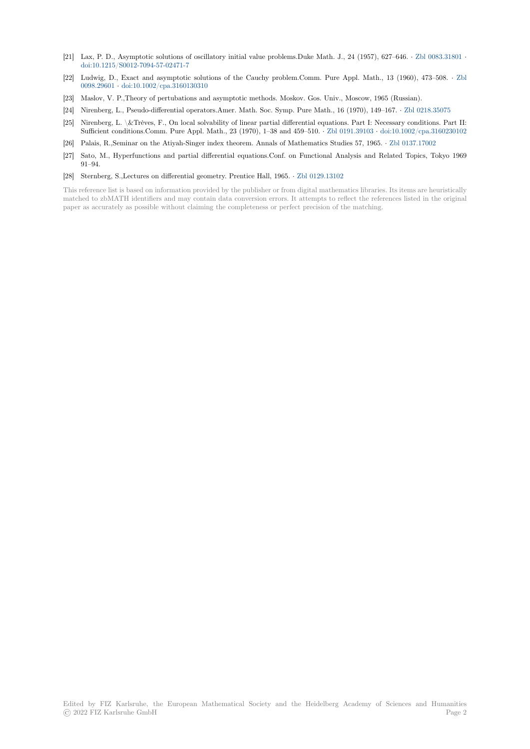[21] Lax, P. D., Asymptotic solutions of oscillatory initial value problems.Duke Math. J., 24 (1957), 627–646. · Zbl 0083.31801 · doi:10.1215/S0012-7094-57-02471-7

[22] Ludwig, D., Exact and asymptotic solutions of the Cauchy problem.Comm. Pure Appl. Math., 13 (1960), 473–508. · Zbl 0098.29601 · doi:10.1002/cpa.3160130310

[23] Maslov, V. P.,Theory of pertubations and asymptotic methods. Moskov. Gos. Univ., Moscow, 1965 (Russian).

[24] Nirenberg, L., Pseudo-differential operators.Amer. Math. Soc. Symp. Pure Math., 16 (1970), 149–167. · Zbl 0218.35075

[25] Nirenberg, L. \&Trèves, F., On local solvability of linear partial differential equations. Part I: Necessary conditions. Part II: Sufficient conditions.Comm. Pure Appl. Math., 23 (1970), 1–38 and 459–510. · Zbl 0191.39103 · doi:10.1002/cpa.3160230102

[26] Palais, R.,Seminar on the Atiyah-Singer index theorem. Annals of Mathematics Studies 57, 1965. · Zbl 0137.17002

[27] Sato, M., Hyperfunctions and partial differential equations.Conf. on Functional Analysis and Related Topics, Tokyo 1969 91–94.

[28] Sternberg, S.,Lectures on differential geometry. Prentice Hall, 1965. · Zbl 0129.13102

This reference list is based on information provided by the publisher or from digital mathematics libraries. Its items are heuristically matched to zbMATH identifiers and may contain data conversion errors. It attempts to reflect the references listed in the original paper as accurately as possible without claiming the completeness or perfect precision of the matching.